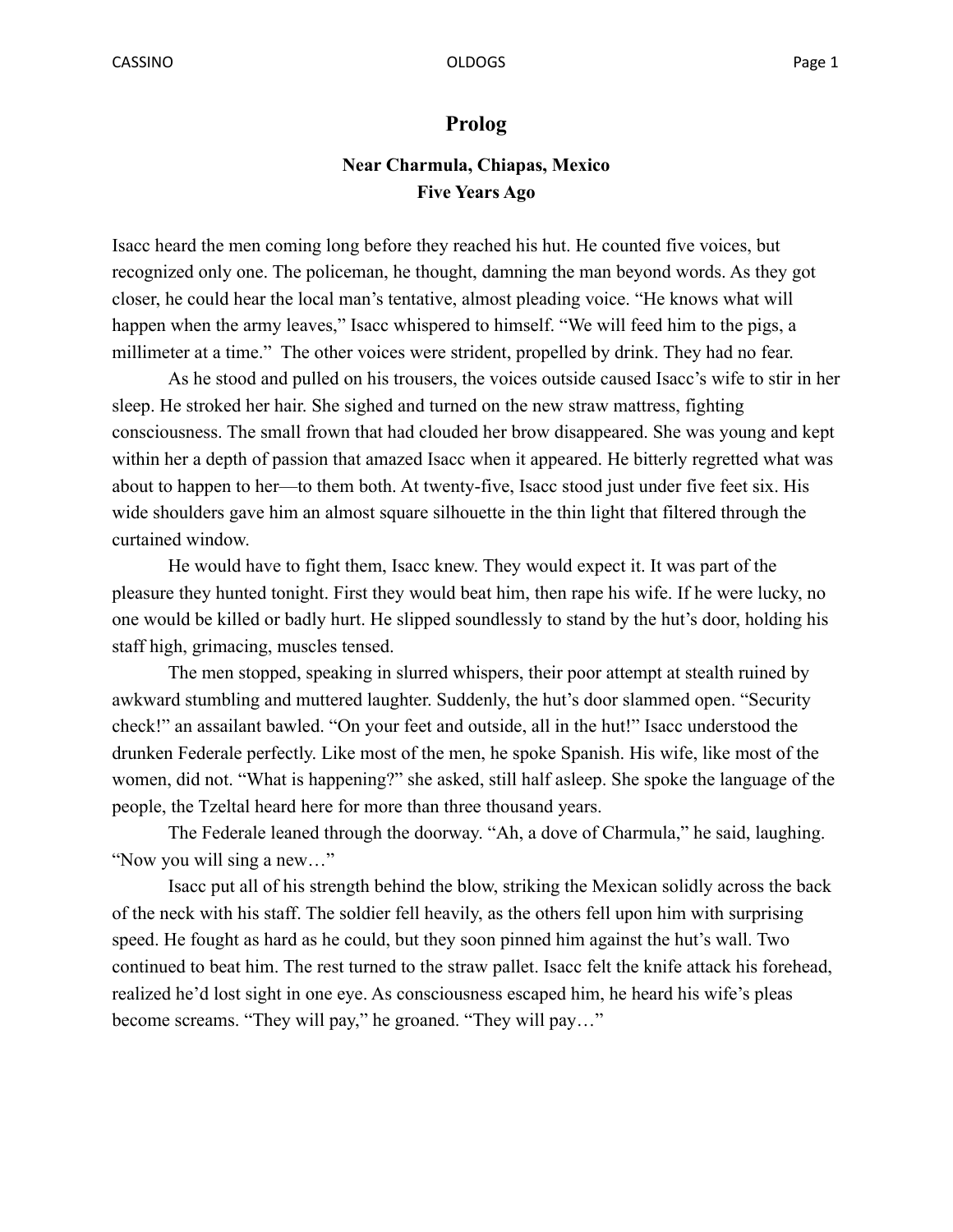# Prolog

### Near Charmula, Chiapas, Mexico
### Five Years Ago

Isacc heard the men coming long before they reached his hut. He counted five voices, but recognized only one. The policeman, he thought, damning the man beyond words. As they got closer, he could hear the local man's tentative, almost pleading voice. "He knows what will happen when the army leaves," Isacc whispered to himself. "We will feed him to the pigs, a millimeter at a time." The other voices were strident, propelled by drink. They had no fear.

As he stood and pulled on his trousers, the voices outside caused Isacc's wife to stir in her sleep. He stroked her hair. She sighed and turned on the new straw mattress, fighting consciousness. The small frown that had clouded her brow disappeared. She was young and kept within her a depth of passion that amazed Isacc when it appeared. He bitterly regretted what was about to happen to her—to them both. At twenty-five, Isacc stood just under five feet six. His wide shoulders gave him an almost square silhouette in the thin light that filtered through the curtained window.

He would have to fight them, Isacc knew. They would expect it. It was part of the pleasure they hunted tonight. First they would beat him, then rape his wife. If he were lucky, no one would be killed or badly hurt. He slipped soundlessly to stand by the hut's door, holding his staff high, grimacing, muscles tensed.

The men stopped, speaking in slurred whispers, their poor attempt at stealth ruined by awkward stumbling and muttered laughter. Suddenly, the hut's door slammed open. "Security check!" an assailant bawled. "On your feet and outside, all in the hut!" Isacc understood the drunken Federale perfectly. Like most of the men, he spoke Spanish. His wife, like most of the women, did not. "What is happening?" she asked, still half asleep. She spoke the language of the people, the Tzeltal heard here for more than three thousand years.

The Federale leaned through the doorway. "Ah, a dove of Charmula," he said, laughing. "Now you will sing a new…"

Isacc put all of his strength behind the blow, striking the Mexican solidly across the back of the neck with his staff. The soldier fell heavily, as the others fell upon him with surprising speed. He fought as hard as he could, but they soon pinned him against the hut's wall. Two continued to beat him. The rest turned to the straw pallet. Isacc felt the knife attack his forehead, realized he'd lost sight in one eye. As consciousness escaped him, he heard his wife's pleas become screams. "They will pay," he groaned. "They will pay…"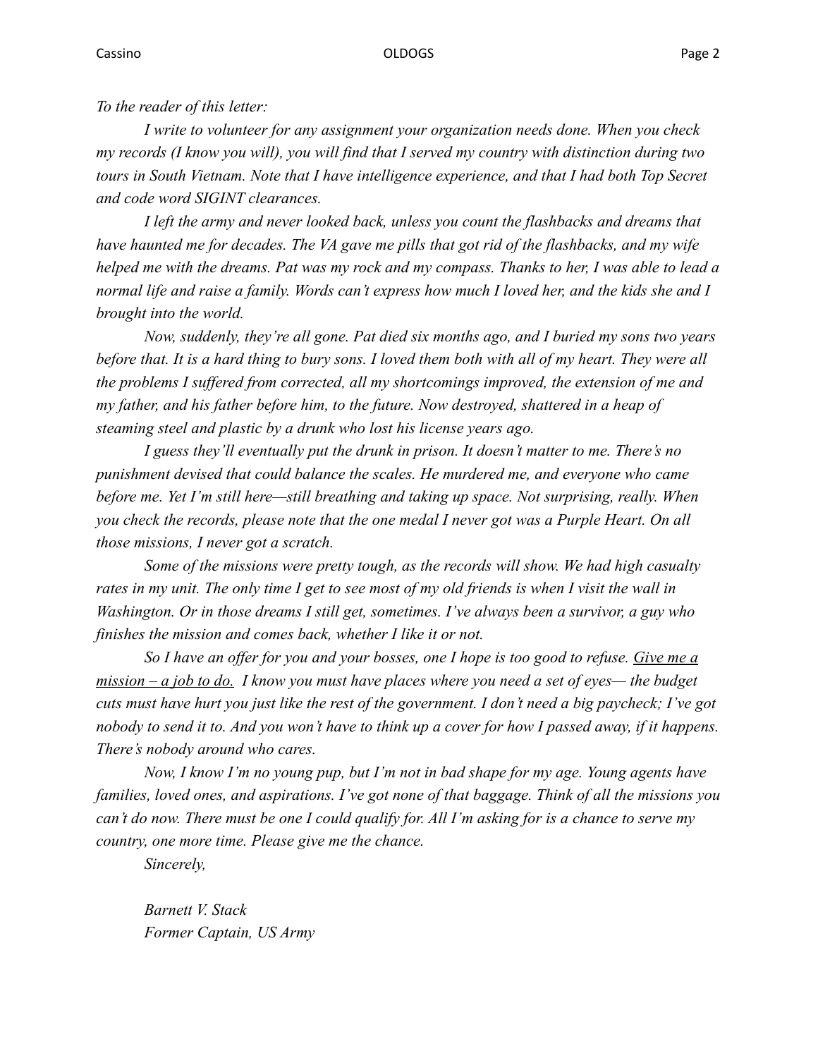*To the reader of this letter:*

*I write to volunteer for any assignment your organization needs done. When you check my records (I know you will), you will find that I served my country with distinction during two tours in South Vietnam. Note that I have intelligence experience, and that I had both Top Secret and code word SIGINT clearances.*

*I left the army and never looked back, unless you count the flashbacks and dreams that have haunted me for decades. The VA gave me pills that got rid of the flashbacks, and my wife helped me with the dreams. Pat was my rock and my compass. Thanks to her, I was able to lead a normal life and raise a family. Words can't express how much I loved her, and the kids she and I brought into the world.*

*Now, suddenly, they're all gone. Pat died six months ago, and I buried my sons two years before that. It is a hard thing to bury sons. I loved them both with all of my heart. They were all the problems I suffered from corrected, all my shortcomings improved, the extension of me and my father, and his father before him, to the future. Now destroyed, shattered in a heap of steaming steel and plastic by a drunk who lost his license years ago.*

*I guess they'll eventually put the drunk in prison. It doesn't matter to me. There's no punishment devised that could balance the scales. He murdered me, and everyone who came before me. Yet I'm still here—still breathing and taking up space. Not surprising, really. When you check the records, please note that the one medal I never got was a Purple Heart. On all those missions, I never got a scratch.*

*Some of the missions were pretty tough, as the records will show. We had high casualty rates in my unit. The only time I get to see most of my old friends is when I visit the wall in Washington. Or in those dreams I still get, sometimes. I've always been a survivor, a guy who finishes the mission and comes back, whether I like it or not.*

*So I have an offer for you and your bosses, one I hope is too good to refuse. <u>Give me a mission – a job to do.</u> I know you must have places where you need a set of eyes— the budget cuts must have hurt you just like the rest of the government. I don't need a big paycheck; I've got nobody to send it to. And you won't have to think up a cover for how I passed away, if it happens. There's nobody around who cares.*

*Now, I know I'm no young pup, but I'm not in bad shape for my age. Young agents have families, loved ones, and aspirations. I've got none of that baggage. Think of all the missions you can't do now. There must be one I could qualify for. All I'm asking for is a chance to serve my country, one more time. Please give me the chance.*

*Sincerely,*

*Barnett V. Stack*
*Former Captain, US Army*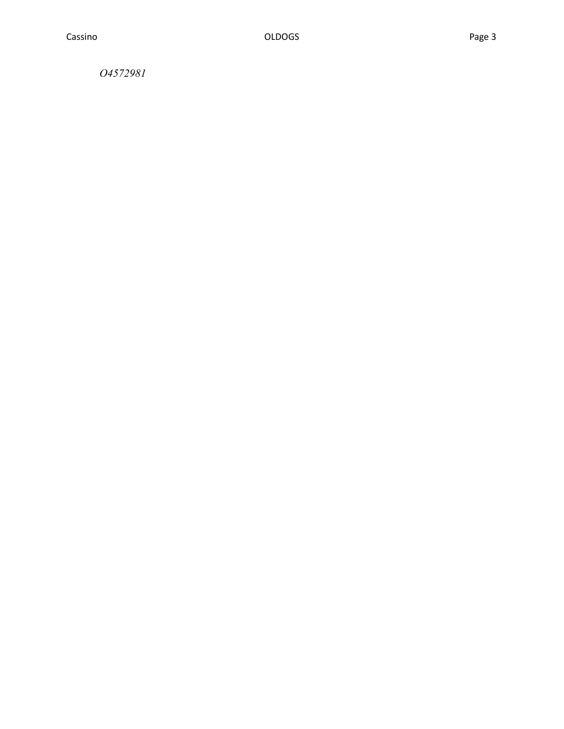*O4572981*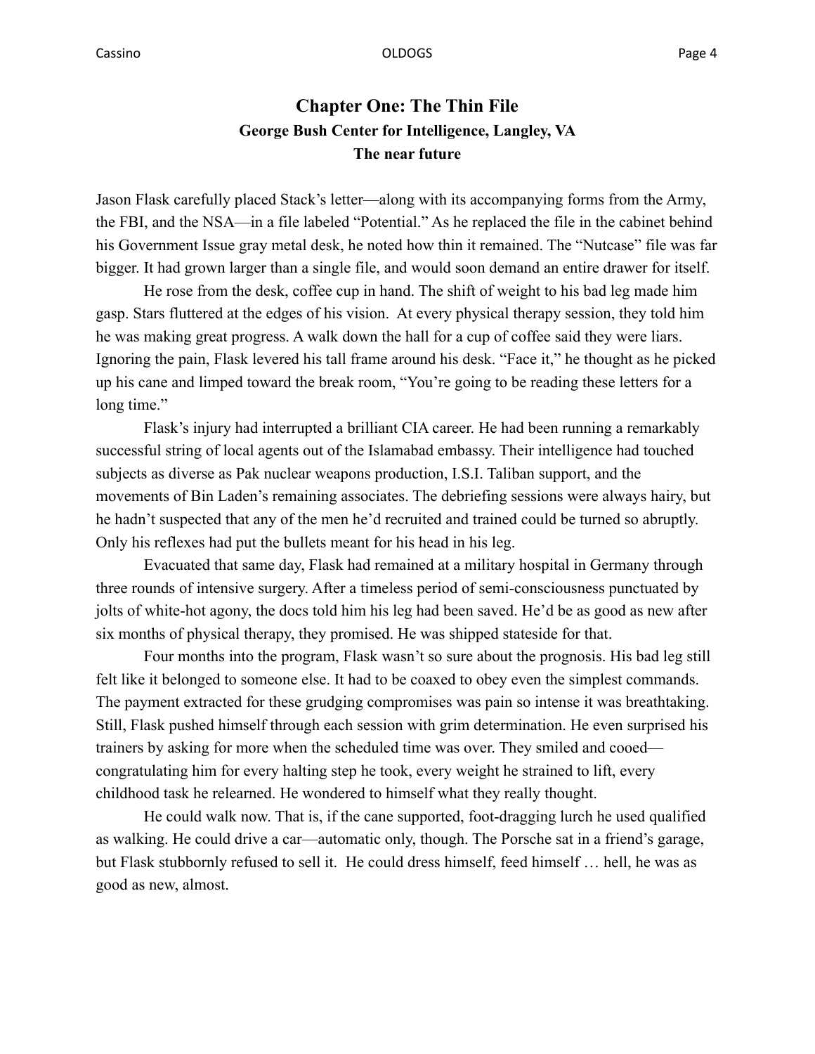# Chapter One: The Thin File

**George Bush Center for Intelligence, Langley, VA**

**The near future**

Jason Flask carefully placed Stack's letter—along with its accompanying forms from the Army, the FBI, and the NSA—in a file labeled "Potential." As he replaced the file in the cabinet behind his Government Issue gray metal desk, he noted how thin it remained. The "Nutcase" file was far bigger. It had grown larger than a single file, and would soon demand an entire drawer for itself.

He rose from the desk, coffee cup in hand. The shift of weight to his bad leg made him gasp. Stars fluttered at the edges of his vision. At every physical therapy session, they told him he was making great progress. A walk down the hall for a cup of coffee said they were liars. Ignoring the pain, Flask levered his tall frame around his desk. "Face it," he thought as he picked up his cane and limped toward the break room, "You're going to be reading these letters for a long time."

Flask's injury had interrupted a brilliant CIA career. He had been running a remarkably successful string of local agents out of the Islamabad embassy. Their intelligence had touched subjects as diverse as Pak nuclear weapons production, I.S.I. Taliban support, and the movements of Bin Laden's remaining associates. The debriefing sessions were always hairy, but he hadn't suspected that any of the men he'd recruited and trained could be turned so abruptly. Only his reflexes had put the bullets meant for his head in his leg.

Evacuated that same day, Flask had remained at a military hospital in Germany through three rounds of intensive surgery. After a timeless period of semi-consciousness punctuated by jolts of white-hot agony, the docs told him his leg had been saved. He'd be as good as new after six months of physical therapy, they promised. He was shipped stateside for that.

Four months into the program, Flask wasn't so sure about the prognosis. His bad leg still felt like it belonged to someone else. It had to be coaxed to obey even the simplest commands. The payment extracted for these grudging compromises was pain so intense it was breathtaking. Still, Flask pushed himself through each session with grim determination. He even surprised his trainers by asking for more when the scheduled time was over. They smiled and cooed—congratulating him for every halting step he took, every weight he strained to lift, every childhood task he relearned. He wondered to himself what they really thought.

He could walk now. That is, if the cane supported, foot-dragging lurch he used qualified as walking. He could drive a car—automatic only, though. The Porsche sat in a friend's garage, but Flask stubbornly refused to sell it. He could dress himself, feed himself … hell, he was as good as new, almost.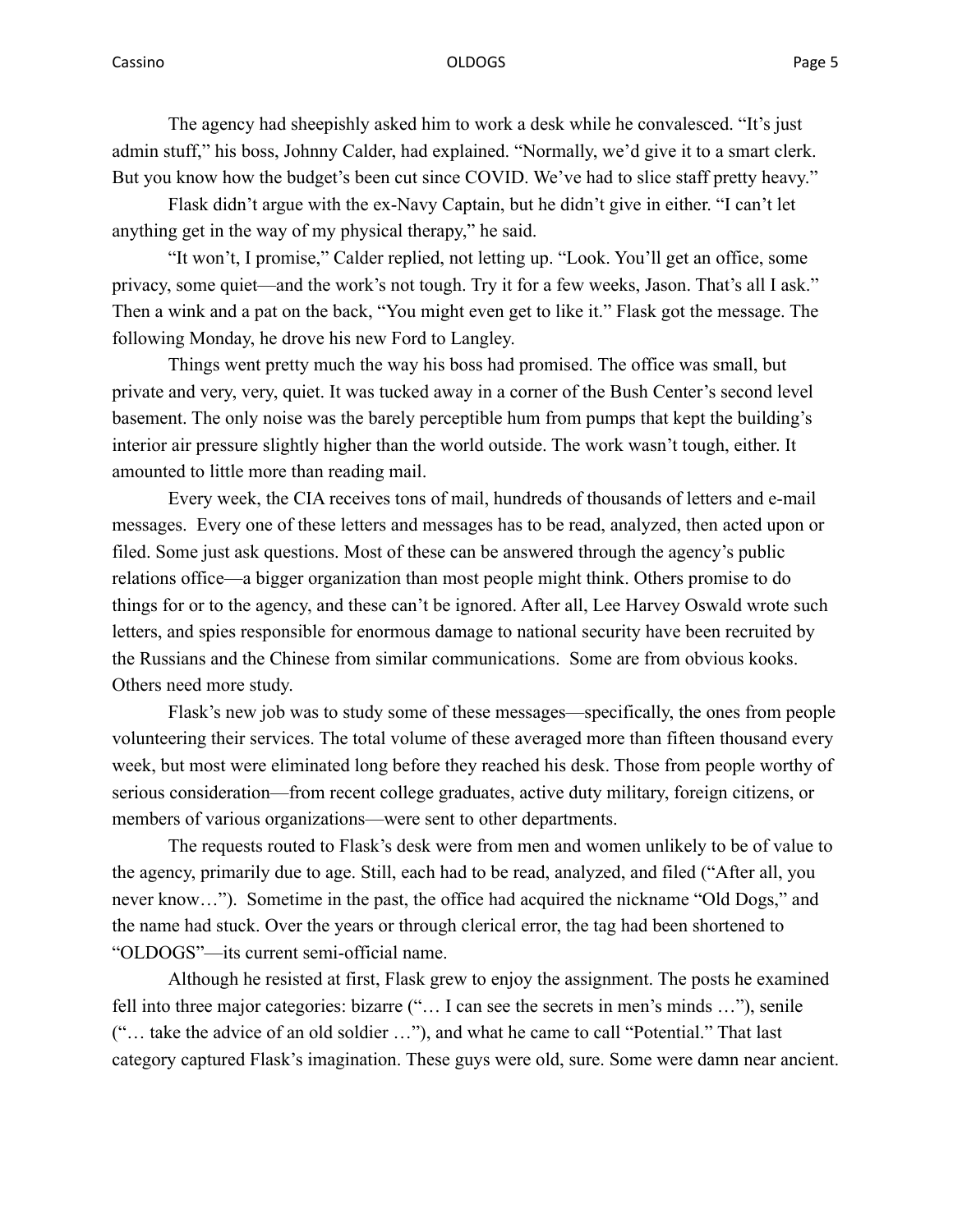The agency had sheepishly asked him to work a desk while he convalesced. "It's just admin stuff," his boss, Johnny Calder, had explained. "Normally, we'd give it to a smart clerk. But you know how the budget's been cut since COVID. We've had to slice staff pretty heavy."

Flask didn't argue with the ex-Navy Captain, but he didn't give in either. "I can't let anything get in the way of my physical therapy," he said.

"It won't, I promise," Calder replied, not letting up. "Look. You'll get an office, some privacy, some quiet—and the work's not tough. Try it for a few weeks, Jason. That's all I ask." Then a wink and a pat on the back, "You might even get to like it." Flask got the message. The following Monday, he drove his new Ford to Langley.

Things went pretty much the way his boss had promised. The office was small, but private and very, very, quiet. It was tucked away in a corner of the Bush Center's second level basement. The only noise was the barely perceptible hum from pumps that kept the building's interior air pressure slightly higher than the world outside. The work wasn't tough, either. It amounted to little more than reading mail.

Every week, the CIA receives tons of mail, hundreds of thousands of letters and e-mail messages. Every one of these letters and messages has to be read, analyzed, then acted upon or filed. Some just ask questions. Most of these can be answered through the agency's public relations office—a bigger organization than most people might think. Others promise to do things for or to the agency, and these can't be ignored. After all, Lee Harvey Oswald wrote such letters, and spies responsible for enormous damage to national security have been recruited by the Russians and the Chinese from similar communications. Some are from obvious kooks. Others need more study.

Flask's new job was to study some of these messages—specifically, the ones from people volunteering their services. The total volume of these averaged more than fifteen thousand every week, but most were eliminated long before they reached his desk. Those from people worthy of serious consideration—from recent college graduates, active duty military, foreign citizens, or members of various organizations—were sent to other departments.

The requests routed to Flask's desk were from men and women unlikely to be of value to the agency, primarily due to age. Still, each had to be read, analyzed, and filed ("After all, you never know…"). Sometime in the past, the office had acquired the nickname "Old Dogs," and the name had stuck. Over the years or through clerical error, the tag had been shortened to "OLDOGS"—its current semi-official name.

Although he resisted at first, Flask grew to enjoy the assignment. The posts he examined fell into three major categories: bizarre ("… I can see the secrets in men's minds …"), senile ("… take the advice of an old soldier …"), and what he came to call "Potential." That last category captured Flask's imagination. These guys were old, sure. Some were damn near ancient.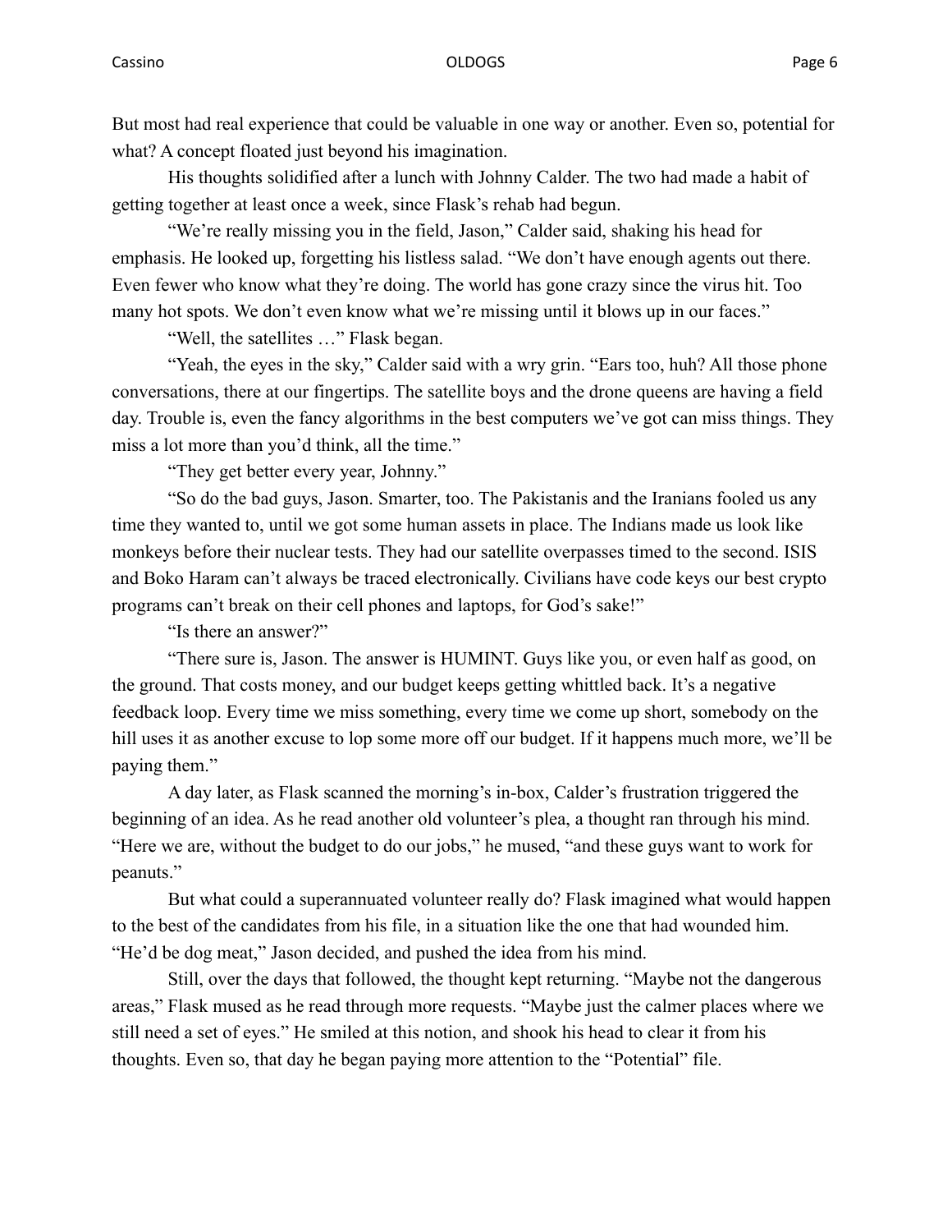But most had real experience that could be valuable in one way or another. Even so, potential for what? A concept floated just beyond his imagination.

His thoughts solidified after a lunch with Johnny Calder. The two had made a habit of getting together at least once a week, since Flask's rehab had begun.

"We're really missing you in the field, Jason," Calder said, shaking his head for emphasis. He looked up, forgetting his listless salad. "We don't have enough agents out there. Even fewer who know what they're doing. The world has gone crazy since the virus hit. Too many hot spots. We don't even know what we're missing until it blows up in our faces."

"Well, the satellites …" Flask began.

"Yeah, the eyes in the sky," Calder said with a wry grin. "Ears too, huh? All those phone conversations, there at our fingertips. The satellite boys and the drone queens are having a field day. Trouble is, even the fancy algorithms in the best computers we've got can miss things. They miss a lot more than you'd think, all the time."

"They get better every year, Johnny."

"So do the bad guys, Jason. Smarter, too. The Pakistanis and the Iranians fooled us any time they wanted to, until we got some human assets in place. The Indians made us look like monkeys before their nuclear tests. They had our satellite overpasses timed to the second. ISIS and Boko Haram can't always be traced electronically. Civilians have code keys our best crypto programs can't break on their cell phones and laptops, for God's sake!"

"Is there an answer?"

"There sure is, Jason. The answer is HUMINT. Guys like you, or even half as good, on the ground. That costs money, and our budget keeps getting whittled back. It's a negative feedback loop. Every time we miss something, every time we come up short, somebody on the hill uses it as another excuse to lop some more off our budget. If it happens much more, we'll be paying them."

A day later, as Flask scanned the morning's in-box, Calder's frustration triggered the beginning of an idea. As he read another old volunteer's plea, a thought ran through his mind. "Here we are, without the budget to do our jobs," he mused, "and these guys want to work for peanuts."

But what could a superannuated volunteer really do? Flask imagined what would happen to the best of the candidates from his file, in a situation like the one that had wounded him. "He'd be dog meat," Jason decided, and pushed the idea from his mind.

Still, over the days that followed, the thought kept returning. "Maybe not the dangerous areas," Flask mused as he read through more requests. "Maybe just the calmer places where we still need a set of eyes." He smiled at this notion, and shook his head to clear it from his thoughts. Even so, that day he began paying more attention to the "Potential" file.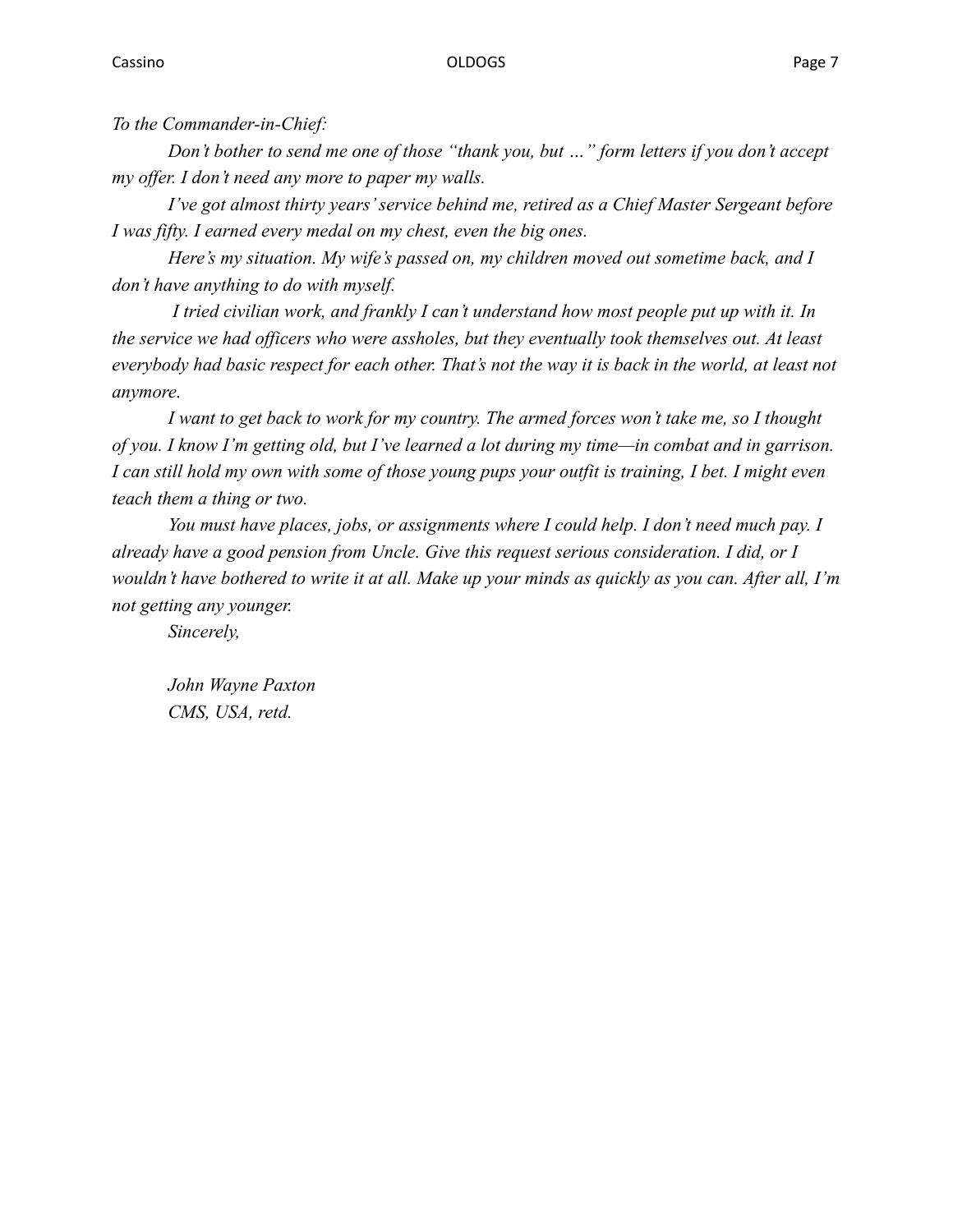*To the Commander-in-Chief:*

*Don't bother to send me one of those "thank you, but …" form letters if you don't accept my offer. I don't need any more to paper my walls.*

*I've got almost thirty years' service behind me, retired as a Chief Master Sergeant before I was fifty. I earned every medal on my chest, even the big ones.*

*Here's my situation. My wife's passed on, my children moved out sometime back, and I don't have anything to do with myself.*

*I tried civilian work, and frankly I can't understand how most people put up with it. In the service we had officers who were assholes, but they eventually took themselves out. At least everybody had basic respect for each other. That's not the way it is back in the world, at least not anymore.*

*I want to get back to work for my country. The armed forces won't take me, so I thought of you. I know I'm getting old, but I've learned a lot during my time—in combat and in garrison. I can still hold my own with some of those young pups your outfit is training, I bet. I might even teach them a thing or two.*

*You must have places, jobs, or assignments where I could help. I don't need much pay. I already have a good pension from Uncle. Give this request serious consideration. I did, or I wouldn't have bothered to write it at all. Make up your minds as quickly as you can. After all, I'm not getting any younger.*

*Sincerely,*

*John Wayne Paxton*
*CMS, USA, retd.*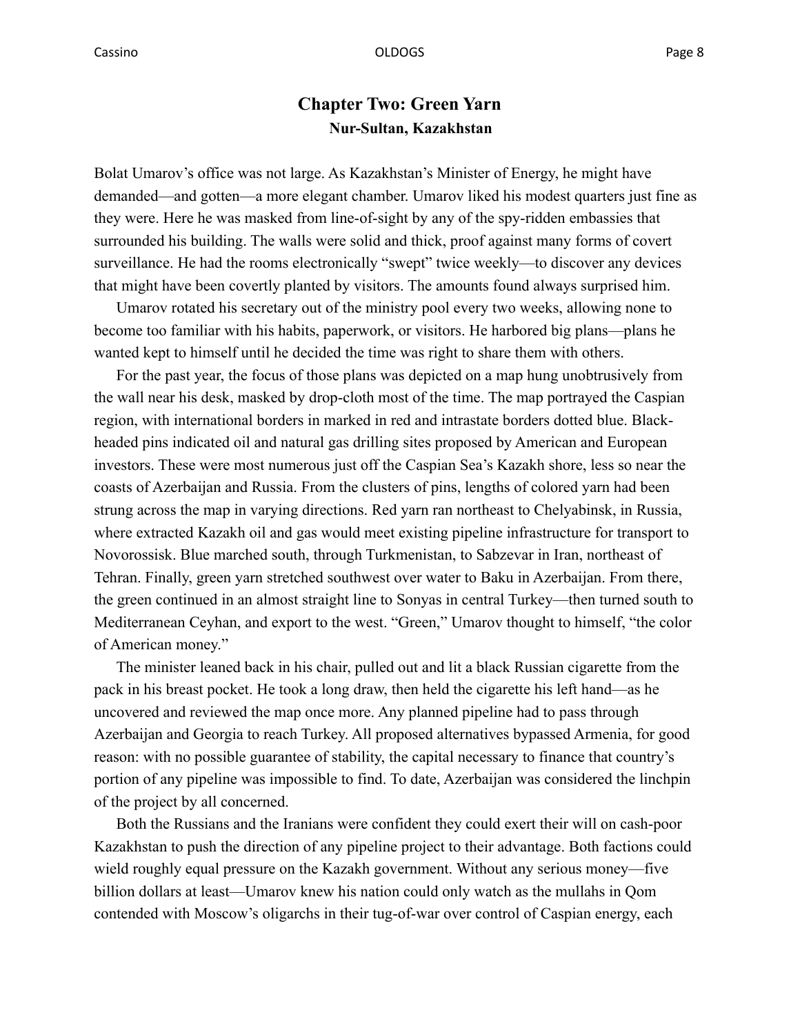## Chapter Two: Green Yarn

### Nur-Sultan, Kazakhstan

Bolat Umarov's office was not large. As Kazakhstan's Minister of Energy, he might have demanded—and gotten—a more elegant chamber. Umarov liked his modest quarters just fine as they were. Here he was masked from line-of-sight by any of the spy-ridden embassies that surrounded his building. The walls were solid and thick, proof against many forms of covert surveillance. He had the rooms electronically "swept" twice weekly—to discover any devices that might have been covertly planted by visitors. The amounts found always surprised him.

Umarov rotated his secretary out of the ministry pool every two weeks, allowing none to become too familiar with his habits, paperwork, or visitors. He harbored big plans—plans he wanted kept to himself until he decided the time was right to share them with others.

For the past year, the focus of those plans was depicted on a map hung unobtrusively from the wall near his desk, masked by drop-cloth most of the time. The map portrayed the Caspian region, with international borders in marked in red and intrastate borders dotted blue. Black-headed pins indicated oil and natural gas drilling sites proposed by American and European investors. These were most numerous just off the Caspian Sea's Kazakh shore, less so near the coasts of Azerbaijan and Russia. From the clusters of pins, lengths of colored yarn had been strung across the map in varying directions. Red yarn ran northeast to Chelyabinsk, in Russia, where extracted Kazakh oil and gas would meet existing pipeline infrastructure for transport to Novorossisk. Blue marched south, through Turkmenistan, to Sabzevar in Iran, northeast of Tehran. Finally, green yarn stretched southwest over water to Baku in Azerbaijan. From there, the green continued in an almost straight line to Sonyas in central Turkey—then turned south to Mediterranean Ceyhan, and export to the west. "Green," Umarov thought to himself, "the color of American money."

The minister leaned back in his chair, pulled out and lit a black Russian cigarette from the pack in his breast pocket. He took a long draw, then held the cigarette his left hand—as he uncovered and reviewed the map once more. Any planned pipeline had to pass through Azerbaijan and Georgia to reach Turkey. All proposed alternatives bypassed Armenia, for good reason: with no possible guarantee of stability, the capital necessary to finance that country's portion of any pipeline was impossible to find. To date, Azerbaijan was considered the linchpin of the project by all concerned.

Both the Russians and the Iranians were confident they could exert their will on cash-poor Kazakhstan to push the direction of any pipeline project to their advantage. Both factions could wield roughly equal pressure on the Kazakh government. Without any serious money—five billion dollars at least—Umarov knew his nation could only watch as the mullahs in Qom contended with Moscow's oligarchs in their tug-of-war over control of Caspian energy, each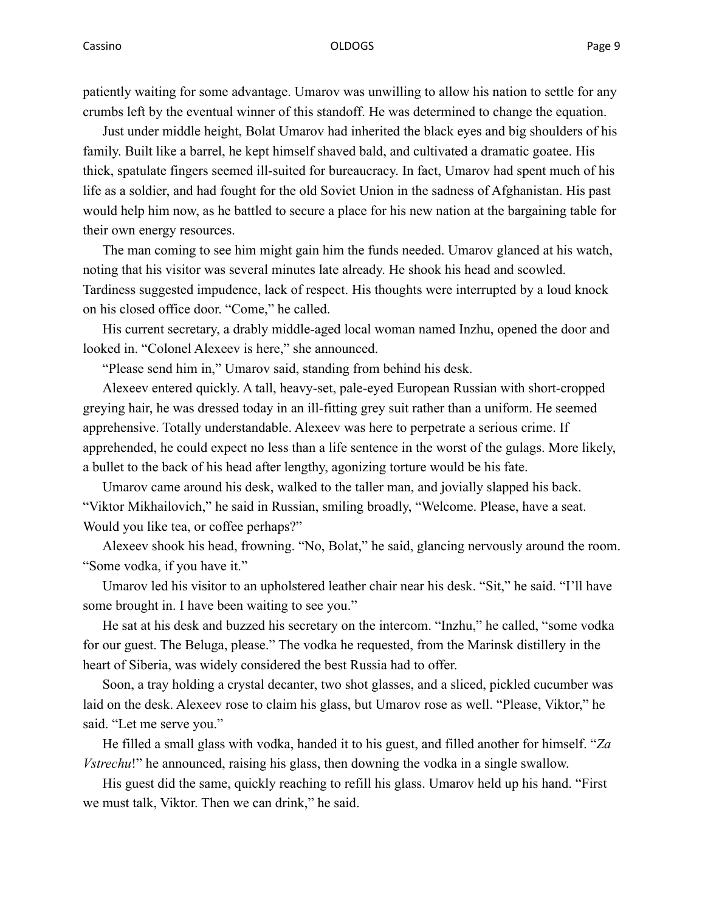patiently waiting for some advantage. Umarov was unwilling to allow his nation to settle for any crumbs left by the eventual winner of this standoff. He was determined to change the equation.

Just under middle height, Bolat Umarov had inherited the black eyes and big shoulders of his family. Built like a barrel, he kept himself shaved bald, and cultivated a dramatic goatee. His thick, spatulate fingers seemed ill-suited for bureaucracy. In fact, Umarov had spent much of his life as a soldier, and had fought for the old Soviet Union in the sadness of Afghanistan. His past would help him now, as he battled to secure a place for his new nation at the bargaining table for their own energy resources.

The man coming to see him might gain him the funds needed. Umarov glanced at his watch, noting that his visitor was several minutes late already. He shook his head and scowled. Tardiness suggested impudence, lack of respect. His thoughts were interrupted by a loud knock on his closed office door. "Come," he called.

His current secretary, a drably middle-aged local woman named Inzhu, opened the door and looked in. "Colonel Alexeev is here," she announced.

"Please send him in," Umarov said, standing from behind his desk.

Alexeev entered quickly. A tall, heavy-set, pale-eyed European Russian with short-cropped greying hair, he was dressed today in an ill-fitting grey suit rather than a uniform. He seemed apprehensive. Totally understandable. Alexeev was here to perpetrate a serious crime. If apprehended, he could expect no less than a life sentence in the worst of the gulags. More likely, a bullet to the back of his head after lengthy, agonizing torture would be his fate.

Umarov came around his desk, walked to the taller man, and jovially slapped his back. "Viktor Mikhailovich," he said in Russian, smiling broadly, "Welcome. Please, have a seat. Would you like tea, or coffee perhaps?"

Alexeev shook his head, frowning. "No, Bolat," he said, glancing nervously around the room. "Some vodka, if you have it."

Umarov led his visitor to an upholstered leather chair near his desk. "Sit," he said. "I'll have some brought in. I have been waiting to see you."

He sat at his desk and buzzed his secretary on the intercom. "Inzhu," he called, "some vodka for our guest. The Beluga, please." The vodka he requested, from the Marinsk distillery in the heart of Siberia, was widely considered the best Russia had to offer.

Soon, a tray holding a crystal decanter, two shot glasses, and a sliced, pickled cucumber was laid on the desk. Alexeev rose to claim his glass, but Umarov rose as well. "Please, Viktor," he said. "Let me serve you."

He filled a small glass with vodka, handed it to his guest, and filled another for himself. "*Za Vstrechu*!" he announced, raising his glass, then downing the vodka in a single swallow.

His guest did the same, quickly reaching to refill his glass. Umarov held up his hand. "First we must talk, Viktor. Then we can drink," he said.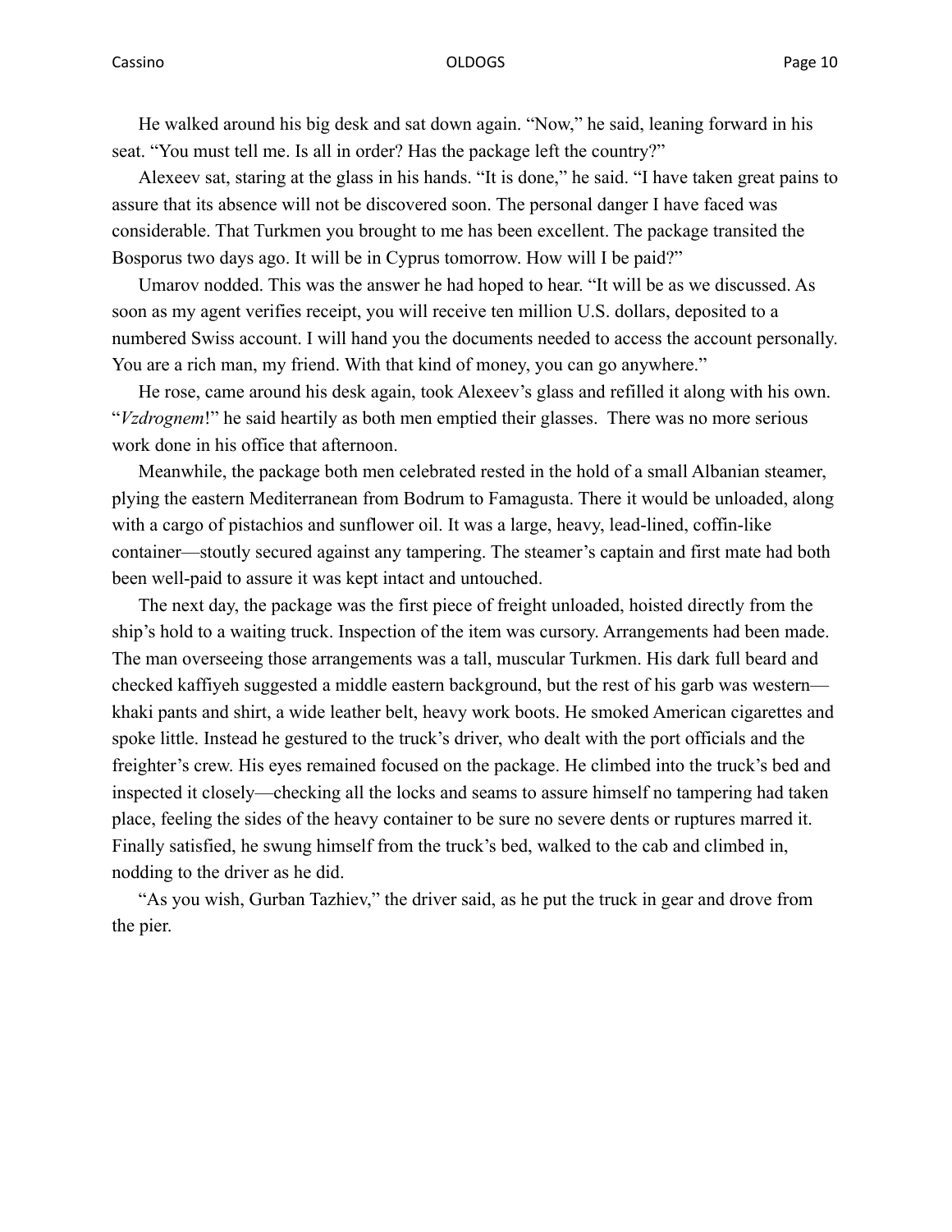He walked around his big desk and sat down again. "Now," he said, leaning forward in his seat. "You must tell me. Is all in order? Has the package left the country?"

Alexeev sat, staring at the glass in his hands. "It is done," he said. "I have taken great pains to assure that its absence will not be discovered soon. The personal danger I have faced was considerable. That Turkmen you brought to me has been excellent. The package transited the Bosporus two days ago. It will be in Cyprus tomorrow. How will I be paid?"

Umarov nodded. This was the answer he had hoped to hear. "It will be as we discussed. As soon as my agent verifies receipt, you will receive ten million U.S. dollars, deposited to a numbered Swiss account. I will hand you the documents needed to access the account personally. You are a rich man, my friend. With that kind of money, you can go anywhere."

He rose, came around his desk again, took Alexeev's glass and refilled it along with his own. "*Vzdrognem*!" he said heartily as both men emptied their glasses. There was no more serious work done in his office that afternoon.

Meanwhile, the package both men celebrated rested in the hold of a small Albanian steamer, plying the eastern Mediterranean from Bodrum to Famagusta. There it would be unloaded, along with a cargo of pistachios and sunflower oil. It was a large, heavy, lead-lined, coffin-like container—stoutly secured against any tampering. The steamer's captain and first mate had both been well-paid to assure it was kept intact and untouched.

The next day, the package was the first piece of freight unloaded, hoisted directly from the ship's hold to a waiting truck. Inspection of the item was cursory. Arrangements had been made. The man overseeing those arrangements was a tall, muscular Turkmen. His dark full beard and checked kaffiyeh suggested a middle eastern background, but the rest of his garb was western—khaki pants and shirt, a wide leather belt, heavy work boots. He smoked American cigarettes and spoke little. Instead he gestured to the truck's driver, who dealt with the port officials and the freighter's crew. His eyes remained focused on the package. He climbed into the truck's bed and inspected it closely—checking all the locks and seams to assure himself no tampering had taken place, feeling the sides of the heavy container to be sure no severe dents or ruptures marred it. Finally satisfied, he swung himself from the truck's bed, walked to the cab and climbed in, nodding to the driver as he did.

"As you wish, Gurban Tazhiev," the driver said, as he put the truck in gear and drove from the pier.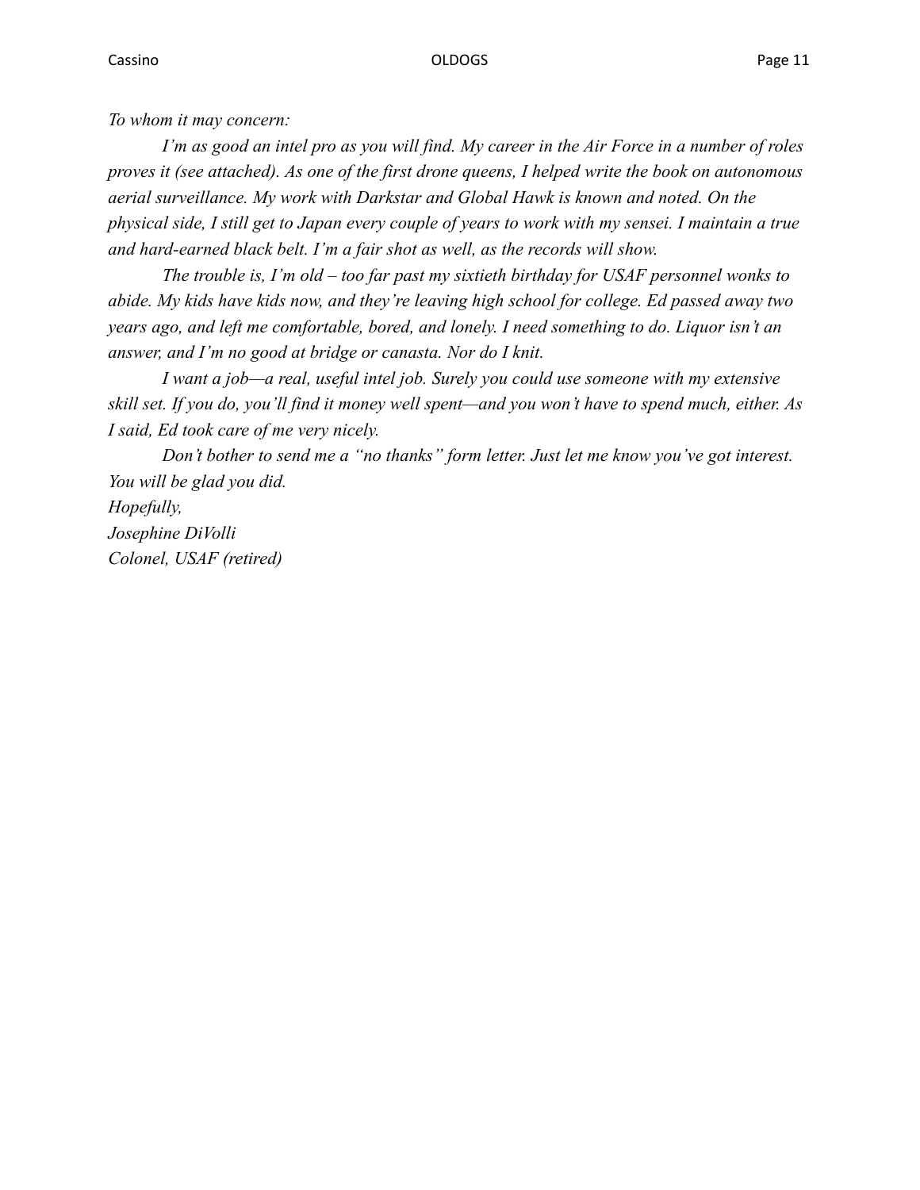*To whom it may concern:*

*I'm as good an intel pro as you will find. My career in the Air Force in a number of roles proves it (see attached). As one of the first drone queens, I helped write the book on autonomous aerial surveillance. My work with Darkstar and Global Hawk is known and noted. On the physical side, I still get to Japan every couple of years to work with my sensei. I maintain a true and hard-earned black belt. I'm a fair shot as well, as the records will show.*

*The trouble is, I'm old – too far past my sixtieth birthday for USAF personnel wonks to abide. My kids have kids now, and they're leaving high school for college. Ed passed away two years ago, and left me comfortable, bored, and lonely. I need something to do. Liquor isn't an answer, and I'm no good at bridge or canasta. Nor do I knit.*

*I want a job—a real, useful intel job. Surely you could use someone with my extensive skill set. If you do, you'll find it money well spent—and you won't have to spend much, either. As I said, Ed took care of me very nicely.*

*Don't bother to send me a "no thanks" form letter. Just let me know you've got interest. You will be glad you did.*

*Hopefully,*
*Josephine DiVolli*
*Colonel, USAF (retired)*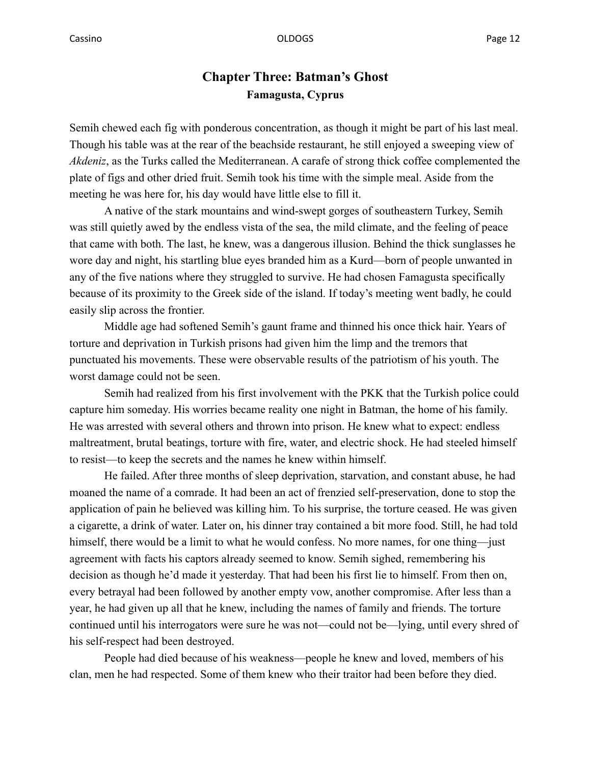## Chapter Three: Batman's Ghost

### Famagusta, Cyprus

Semih chewed each fig with ponderous concentration, as though it might be part of his last meal. Though his table was at the rear of the beachside restaurant, he still enjoyed a sweeping view of *Akdeniz*, as the Turks called the Mediterranean. A carafe of strong thick coffee complemented the plate of figs and other dried fruit. Semih took his time with the simple meal. Aside from the meeting he was here for, his day would have little else to fill it.

A native of the stark mountains and wind-swept gorges of southeastern Turkey, Semih was still quietly awed by the endless vista of the sea, the mild climate, and the feeling of peace that came with both. The last, he knew, was a dangerous illusion. Behind the thick sunglasses he wore day and night, his startling blue eyes branded him as a Kurd—born of people unwanted in any of the five nations where they struggled to survive. He had chosen Famagusta specifically because of its proximity to the Greek side of the island. If today's meeting went badly, he could easily slip across the frontier.

Middle age had softened Semih's gaunt frame and thinned his once thick hair. Years of torture and deprivation in Turkish prisons had given him the limp and the tremors that punctuated his movements. These were observable results of the patriotism of his youth. The worst damage could not be seen.

Semih had realized from his first involvement with the PKK that the Turkish police could capture him someday. His worries became reality one night in Batman, the home of his family. He was arrested with several others and thrown into prison. He knew what to expect: endless maltreatment, brutal beatings, torture with fire, water, and electric shock. He had steeled himself to resist—to keep the secrets and the names he knew within himself.

He failed. After three months of sleep deprivation, starvation, and constant abuse, he had moaned the name of a comrade. It had been an act of frenzied self-preservation, done to stop the application of pain he believed was killing him. To his surprise, the torture ceased. He was given a cigarette, a drink of water. Later on, his dinner tray contained a bit more food. Still, he had told himself, there would be a limit to what he would confess. No more names, for one thing—just agreement with facts his captors already seemed to know. Semih sighed, remembering his decision as though he'd made it yesterday. That had been his first lie to himself. From then on, every betrayal had been followed by another empty vow, another compromise. After less than a year, he had given up all that he knew, including the names of family and friends. The torture continued until his interrogators were sure he was not—could not be—lying, until every shred of his self-respect had been destroyed.

People had died because of his weakness—people he knew and loved, members of his clan, men he had respected. Some of them knew who their traitor had been before they died.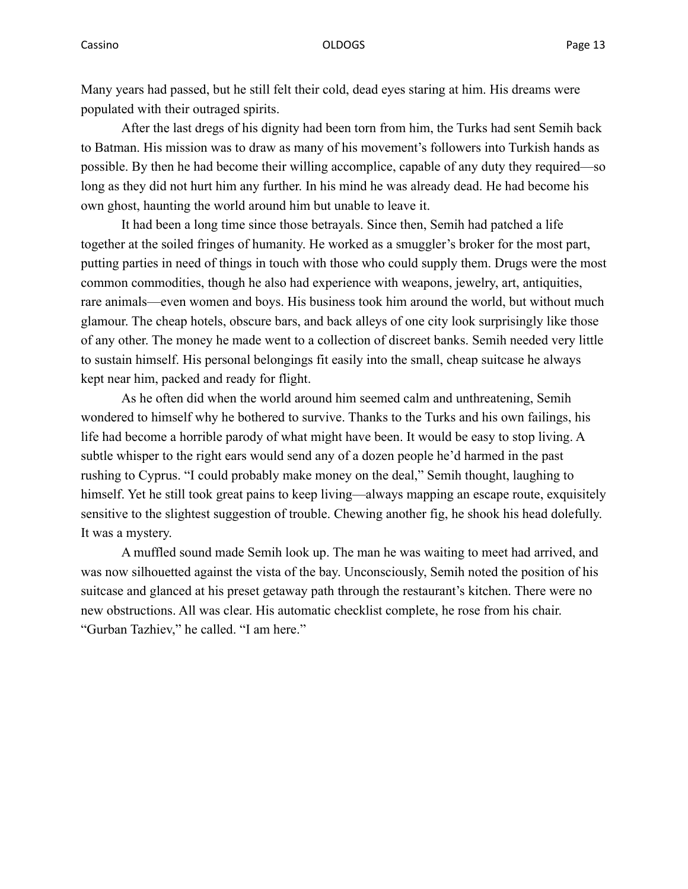Many years had passed, but he still felt their cold, dead eyes staring at him. His dreams were populated with their outraged spirits.

After the last dregs of his dignity had been torn from him, the Turks had sent Semih back to Batman. His mission was to draw as many of his movement's followers into Turkish hands as possible. By then he had become their willing accomplice, capable of any duty they required—so long as they did not hurt him any further. In his mind he was already dead. He had become his own ghost, haunting the world around him but unable to leave it.

It had been a long time since those betrayals. Since then, Semih had patched a life together at the soiled fringes of humanity. He worked as a smuggler's broker for the most part, putting parties in need of things in touch with those who could supply them. Drugs were the most common commodities, though he also had experience with weapons, jewelry, art, antiquities, rare animals—even women and boys. His business took him around the world, but without much glamour. The cheap hotels, obscure bars, and back alleys of one city look surprisingly like those of any other. The money he made went to a collection of discreet banks. Semih needed very little to sustain himself. His personal belongings fit easily into the small, cheap suitcase he always kept near him, packed and ready for flight.

As he often did when the world around him seemed calm and unthreatening, Semih wondered to himself why he bothered to survive. Thanks to the Turks and his own failings, his life had become a horrible parody of what might have been. It would be easy to stop living. A subtle whisper to the right ears would send any of a dozen people he'd harmed in the past rushing to Cyprus. "I could probably make money on the deal," Semih thought, laughing to himself. Yet he still took great pains to keep living—always mapping an escape route, exquisitely sensitive to the slightest suggestion of trouble. Chewing another fig, he shook his head dolefully. It was a mystery.

A muffled sound made Semih look up. The man he was waiting to meet had arrived, and was now silhouetted against the vista of the bay. Unconsciously, Semih noted the position of his suitcase and glanced at his preset getaway path through the restaurant's kitchen. There were no new obstructions. All was clear. His automatic checklist complete, he rose from his chair. "Gurban Tazhiev," he called. "I am here."